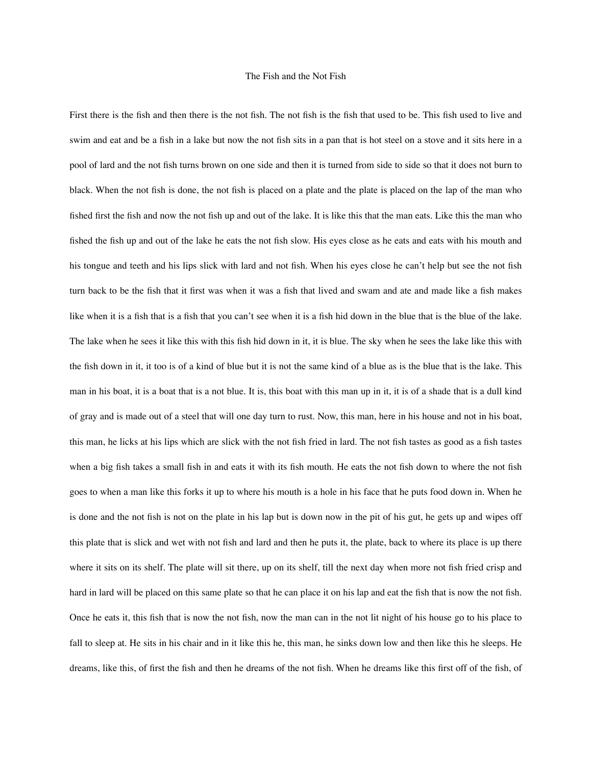# The Fish and the Not Fish

First there is the fish and then there is the not fish. The not fish is the fish that used to be. This fish used to live and swim and eat and be a fish in a lake but now the not fish sits in a pan that is hot steel on a stove and it sits here in a pool of lard and the not fish turns brown on one side and then it is turned from side to side so that it does not burn to black. When the not fish is done, the not fish is placed on a plate and the plate is placed on the lap of the man who fished first the fish and now the not fish up and out of the lake. It is like this that the man eats. Like this the man who fished the fish up and out of the lake he eats the not fish slow. His eyes close as he eats and eats with his mouth and his tongue and teeth and his lips slick with lard and not fish. When his eyes close he can't help but see the not fish turn back to be the fish that it first was when it was a fish that lived and swam and ate and made like a fish makes like when it is a fish that is a fish that you can't see when it is a fish hid down in the blue that is the blue of the lake. The lake when he sees it like this with this fish hid down in it, it is blue. The sky when he sees the lake like this with the fish down in it, it too is of a kind of blue but it is not the same kind of a blue as is the blue that is the lake. This man in his boat, it is a boat that is a not blue. It is, this boat with this man up in it, it is of a shade that is a dull kind of gray and is made out of a steel that will one day turn to rust. Now, this man, here in his house and not in his boat, this man, he licks at his lips which are slick with the not fish fried in lard. The not fish tastes as good as a fish tastes when a big fish takes a small fish in and eats it with its fish mouth. He eats the not fish down to where the not fish goes to when a man like this forks it up to where his mouth is a hole in his face that he puts food down in. When he is done and the not fish is not on the plate in his lap but is down now in the pit of his gut, he gets up and wipes off this plate that is slick and wet with not fish and lard and then he puts it, the plate, back to where its place is up there where it sits on its shelf. The plate will sit there, up on its shelf, till the next day when more not fish fried crisp and hard in lard will be placed on this same plate so that he can place it on his lap and eat the fish that is now the not fish. Once he eats it, this fish that is now the not fish, now the man can in the not lit night of his house go to his place to fall to sleep at. He sits in his chair and in it like this he, this man, he sinks down low and then like this he sleeps. He dreams, like this, of first the fish and then he dreams of the not fish. When he dreams like this first off of the fish, of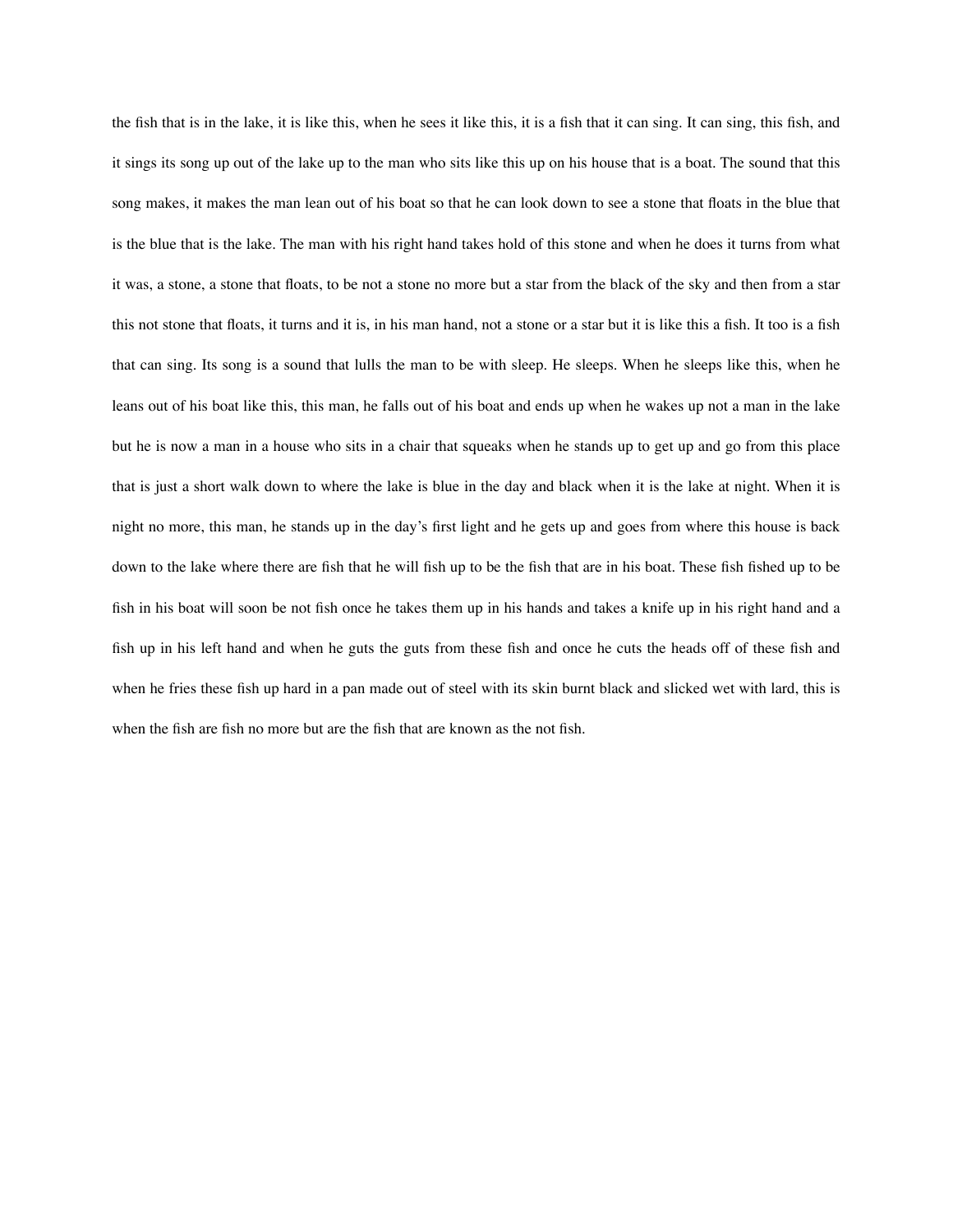the fish that is in the lake, it is like this, when he sees it like this, it is a fish that it can sing. It can sing, this fish, and it sings its song up out of the lake up to the man who sits like this up on his house that is a boat. The sound that this song makes, it makes the man lean out of his boat so that he can look down to see a stone that floats in the blue that is the blue that is the lake. The man with his right hand takes hold of this stone and when he does it turns from what it was, a stone, a stone that floats, to be not a stone no more but a star from the black of the sky and then from a star this not stone that floats, it turns and it is, in his man hand, not a stone or a star but it is like this a fish. It too is a fish that can sing. Its song is a sound that lulls the man to be with sleep. He sleeps. When he sleeps like this, when he leans out of his boat like this, this man, he falls out of his boat and ends up when he wakes up not a man in the lake but he is now a man in a house who sits in a chair that squeaks when he stands up to get up and go from this place that is just a short walk down to where the lake is blue in the day and black when it is the lake at night. When it is night no more, this man, he stands up in the day's first light and he gets up and goes from where this house is back down to the lake where there are fish that he will fish up to be the fish that are in his boat. These fish fished up to be fish in his boat will soon be not fish once he takes them up in his hands and takes a knife up in his right hand and a fish up in his left hand and when he guts the guts from these fish and once he cuts the heads off of these fish and when he fries these fish up hard in a pan made out of steel with its skin burnt black and slicked wet with lard, this is when the fish are fish no more but are the fish that are known as the not fish.